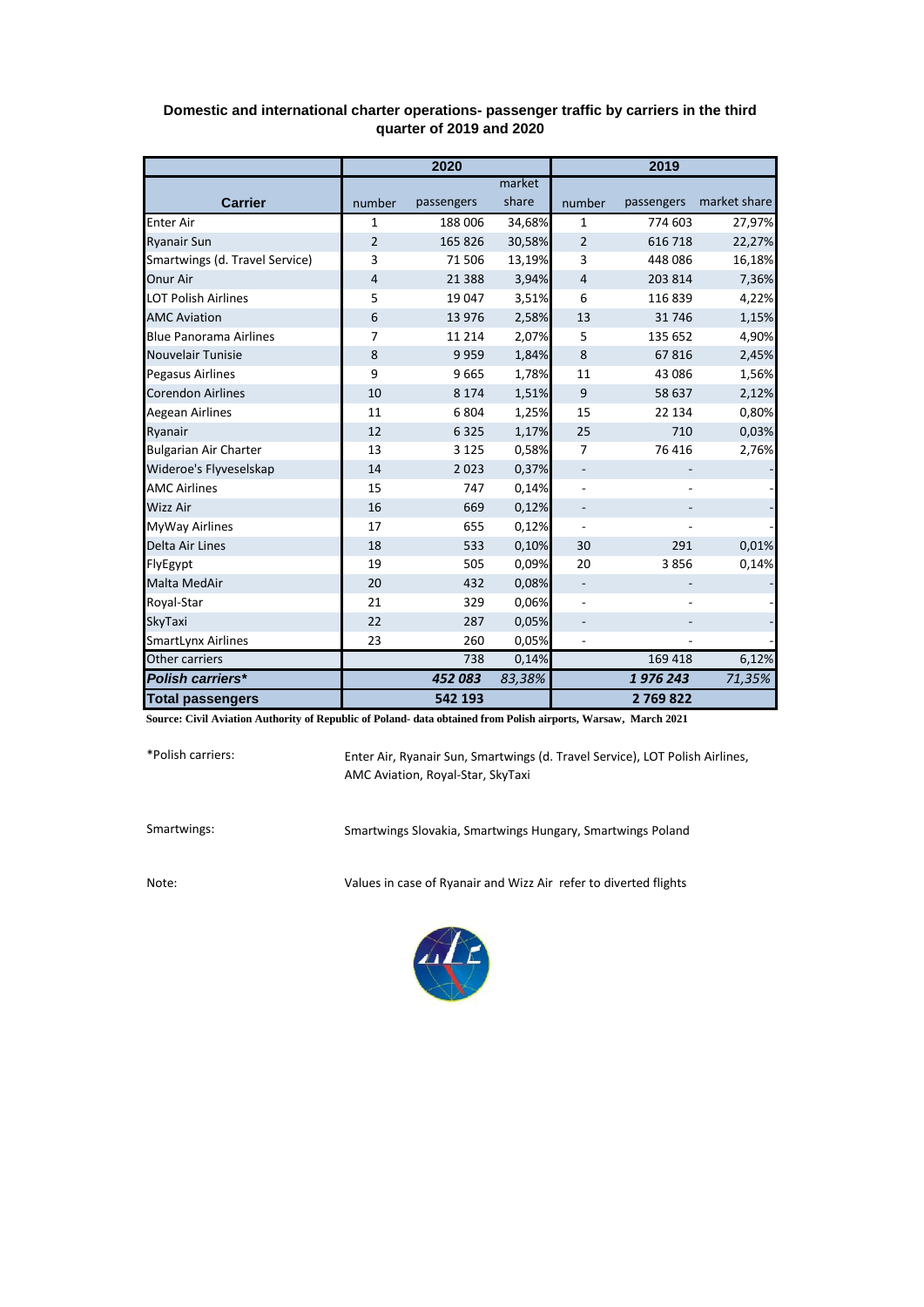**Domestic and international charter operations- passenger traffic by carriers in the third quarter of 2019 and 2020**

| Carrier | 2020 | | | 2019 | | |
|---|---|---|---|---|---|---|
| | number | passengers | market share | number | passengers | market share |
| Enter Air | 1 | 188 006 | 34,68% | 1 | 774 603 | 27,97% |
| Ryanair Sun | 2 | 165 826 | 30,58% | 2 | 616 718 | 22,27% |
| Smartwings (d. Travel Service) | 3 | 71 506 | 13,19% | 3 | 448 086 | 16,18% |
| Onur Air | 4 | 21 388 | 3,94% | 4 | 203 814 | 7,36% |
| LOT Polish Airlines | 5 | 19 047 | 3,51% | 6 | 116 839 | 4,22% |
| AMC Aviation | 6 | 13 976 | 2,58% | 13 | 31 746 | 1,15% |
| Blue Panorama Airlines | 7 | 11 214 | 2,07% | 5 | 135 652 | 4,90% |
| Nouvelair Tunisie | 8 | 9 959 | 1,84% | 8 | 67 816 | 2,45% |
| Pegasus Airlines | 9 | 9 665 | 1,78% | 11 | 43 086 | 1,56% |
| Corendon Airlines | 10 | 8 174 | 1,51% | 9 | 58 637 | 2,12% |
| Aegean Airlines | 11 | 6 804 | 1,25% | 15 | 22 134 | 0,80% |
| Ryanair | 12 | 6 325 | 1,17% | 25 | 710 | 0,03% |
| Bulgarian Air Charter | 13 | 3 125 | 0,58% | 7 | 76 416 | 2,76% |
| Wideroe's Flyveselskap | 14 | 2 023 | 0,37% | - | - | - |
| AMC Airlines | 15 | 747 | 0,14% | - | - | - |
| Wizz Air | 16 | 669 | 0,12% | - | - | - |
| MyWay Airlines | 17 | 655 | 0,12% | - | - | - |
| Delta Air Lines | 18 | 533 | 0,10% | 30 | 291 | 0,01% |
| FlyEgypt | 19 | 505 | 0,09% | 20 | 3 856 | 0,14% |
| Malta MedAir | 20 | 432 | 0,08% | - | - | - |
| Royal-Star | 21 | 329 | 0,06% | - | - | - |
| SkyTaxi | 22 | 287 | 0,05% | - | - | - |
| SmartLynx Airlines | 23 | 260 | 0,05% | - | - | - |
| Other carriers | | 738 | 0,14% | | 169 418 | 6,12% |
| ***Polish carriers**** | | ***452 083*** | ***83,38%*** | | ***1 976 243*** | ***71,35%*** |
| **Total passengers** | | **542 193** | | | **2 769 822** | |

**Source: Civil Aviation Authority of Republic of Poland- data obtained from Polish airports, Warsaw, March 2021**

*Polish carriers: Enter Air, Ryanair Sun, Smartwings (d. Travel Service), LOT Polish Airlines, AMC Aviation, Royal-Star, SkyTaxi

Smartwings: Smartwings Slovakia, Smartwings Hungary, Smartwings Poland

Note: Values in case of Ryanair and Wizz Air refer to diverted flights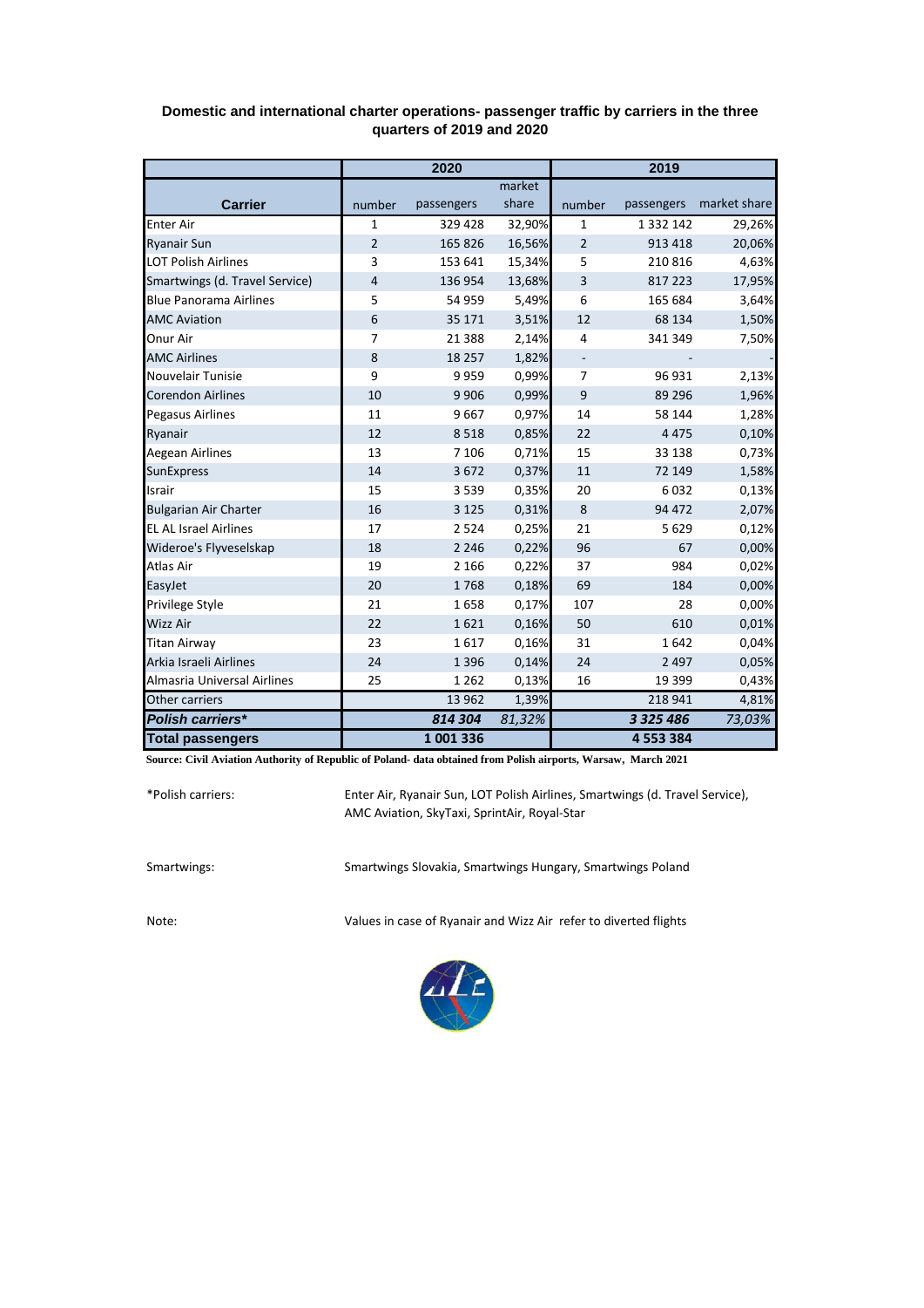**Domestic and international charter operations- passenger traffic by carriers in the three quarters of 2019 and 2020**

| Carrier | 2020 | | | 2019 | | |
|---|---|---|---|---|---|---|
| | number | passengers | market share | number | passengers | market share |
| Enter Air | 1 | 329 428 | 32,90% | 1 | 1 332 142 | 29,26% |
| Ryanair Sun | 2 | 165 826 | 16,56% | 2 | 913 418 | 20,06% |
| LOT Polish Airlines | 3 | 153 641 | 15,34% | 5 | 210 816 | 4,63% |
| Smartwings (d. Travel Service) | 4 | 136 954 | 13,68% | 3 | 817 223 | 17,95% |
| Blue Panorama Airlines | 5 | 54 959 | 5,49% | 6 | 165 684 | 3,64% |
| AMC Aviation | 6 | 35 171 | 3,51% | 12 | 68 134 | 1,50% |
| Onur Air | 7 | 21 388 | 2,14% | 4 | 341 349 | 7,50% |
| AMC Airlines | 8 | 18 257 | 1,82% | - | - | - |
| Nouvelair Tunisie | 9 | 9 959 | 0,99% | 7 | 96 931 | 2,13% |
| Corendon Airlines | 10 | 9 906 | 0,99% | 9 | 89 296 | 1,96% |
| Pegasus Airlines | 11 | 9 667 | 0,97% | 14 | 58 144 | 1,28% |
| Ryanair | 12 | 8 518 | 0,85% | 22 | 4 475 | 0,10% |
| Aegean Airlines | 13 | 7 106 | 0,71% | 15 | 33 138 | 0,73% |
| SunExpress | 14 | 3 672 | 0,37% | 11 | 72 149 | 1,58% |
| Israir | 15 | 3 539 | 0,35% | 20 | 6 032 | 0,13% |
| Bulgarian Air Charter | 16 | 3 125 | 0,31% | 8 | 94 472 | 2,07% |
| EL AL Israel Airlines | 17 | 2 524 | 0,25% | 21 | 5 629 | 0,12% |
| Wideroe's Flyveselskap | 18 | 2 246 | 0,22% | 96 | 67 | 0,00% |
| Atlas Air | 19 | 2 166 | 0,22% | 37 | 984 | 0,02% |
| EasyJet | 20 | 1 768 | 0,18% | 69 | 184 | 0,00% |
| Privilege Style | 21 | 1 658 | 0,17% | 107 | 28 | 0,00% |
| Wizz Air | 22 | 1 621 | 0,16% | 50 | 610 | 0,01% |
| Titan Airway | 23 | 1 617 | 0,16% | 31 | 1 642 | 0,04% |
| Arkia Israeli Airlines | 24 | 1 396 | 0,14% | 24 | 2 497 | 0,05% |
| Almasria Universal Airlines | 25 | 1 262 | 0,13% | 16 | 19 399 | 0,43% |
| Other carriers | | 13 962 | 1,39% | | 218 941 | 4,81% |
| ***Polish carriers**** | | ***814 304*** | *81,32%* | | ***3 325 486*** | *73,03%* |
| **Total passengers** | | **1 001 336** | | | **4 553 384** | |

**Source: Civil Aviation Authority of Republic of Poland- data obtained from Polish airports, Warsaw, March 2021**

*Polish carriers: Enter Air, Ryanair Sun, LOT Polish Airlines, Smartwings (d. Travel Service), AMC Aviation, SkyTaxi, SprintAir, Royal-Star

Smartwings: Smartwings Slovakia, Smartwings Hungary, Smartwings Poland

Note: Values in case of Ryanair and Wizz Air refer to diverted flights